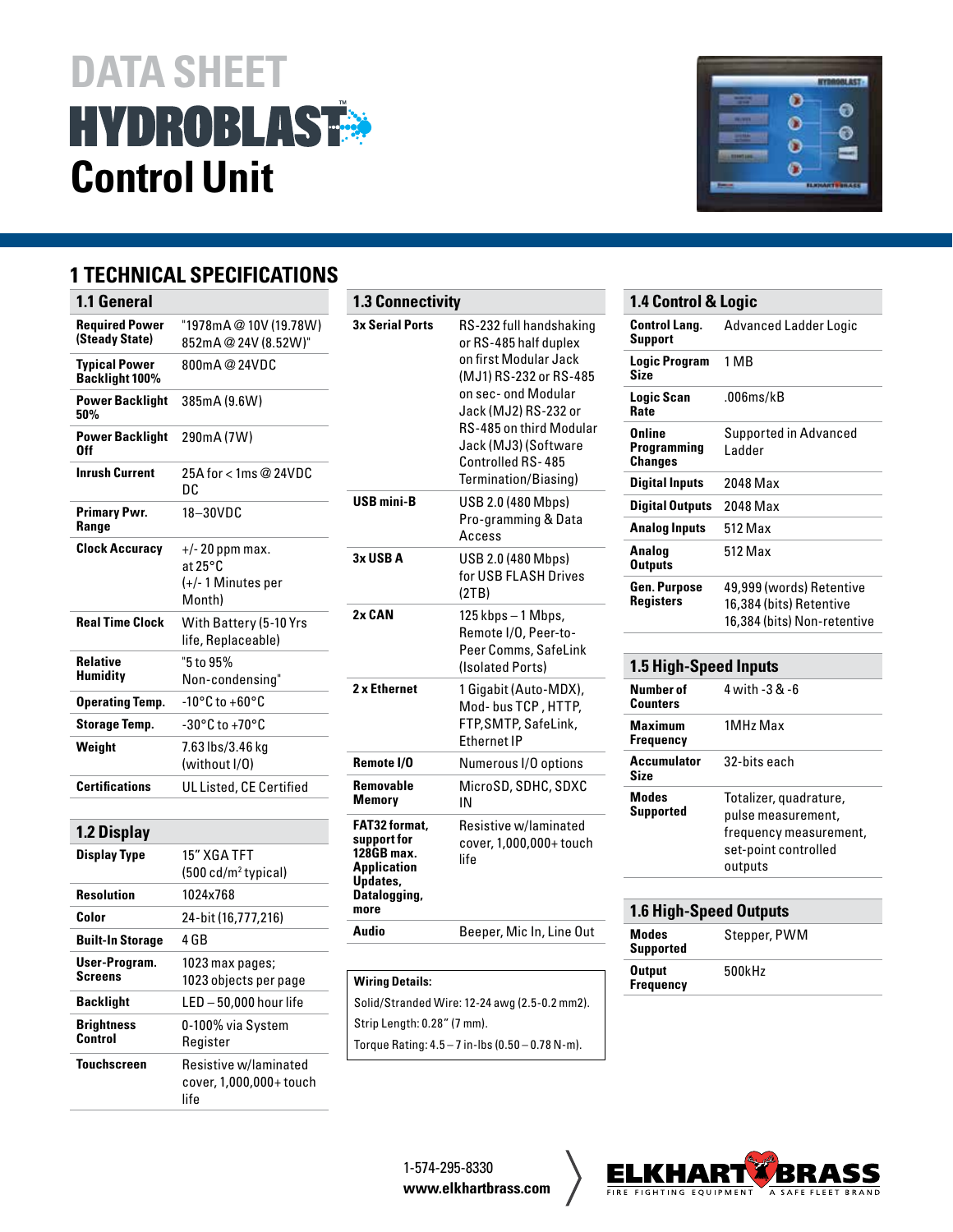# DATA SHEET

# HYDROBLAST™ Control Unit

## 1 TECHNICAL SPECIFICATIONS

### 1.1 General

| | |
|---|---|
| **Required Power (Steady State)** | "1978mA @ 10V (19.78W) 852mA @ 24V (8.52W)" |
| **Typical Power Backlight 100%** | 800mA @ 24VDC |
| **Power Backlight 50%** | 385mA (9.6W) |
| **Power Backlight Off** | 290mA (7W) |
| **Inrush Current** | 25A for < 1ms @ 24VDC DC |
| **Primary Pwr. Range** | 18–30VDC |
| **Clock Accuracy** | +/- 20 ppm max. at 25°C (+/- 1 Minutes per Month) |
| **Real Time Clock** | With Battery (5-10 Yrs life, Replaceable) |
| **Relative Humidity** | "5 to 95% Non-condensing" |
| **Operating Temp.** | -10°C to +60°C |
| **Storage Temp.** | -30°C to +70°C |
| **Weight** | 7.63 lbs/3.46 kg (without I/O) |
| **Certifications** | UL Listed, CE Certified |

### 1.2 Display

| | |
|---|---|
| **Display Type** | 15" XGA TFT (500 cd/m² typical) |
| **Resolution** | 1024x768 |
| **Color** | 24-bit (16,777,216) |
| **Built-In Storage** | 4 GB |
| **User-Program. Screens** | 1023 max pages; 1023 objects per page |
| **Backlight** | LED – 50,000 hour life |
| **Brightness Control** | 0-100% via System Register |
| **Touchscreen** | Resistive w/laminated cover, 1,000,000+ touch life |

### 1.3 Connectivity

| | |
|---|---|
| **3x Serial Ports** | RS-232 full handshaking or RS-485 half duplex on first Modular Jack (MJ1) RS-232 or RS-485 on sec- ond Modular Jack (MJ2) RS-232 or RS-485 on third Modular Jack (MJ3) (Software Controlled RS- 485 Termination/Biasing) |
| **USB mini-B** | USB 2.0 (480 Mbps) Pro-gramming & Data Access |
| **3x USB A** | USB 2.0 (480 Mbps) for USB FLASH Drives (2TB) |
| **2x CAN** | 125 kbps – 1 Mbps, Remote I/O, Peer-to-Peer Comms, SafeLink (Isolated Ports) |
| **2 x Ethernet** | 1 Gigabit (Auto-MDX), Mod- bus TCP , HTTP, FTP,SMTP, SafeLink, Ethernet IP |
| **Remote I/O** | Numerous I/O options |
| **Removable Memory** | MicroSD, SDHC, SDXC IN |
| **FAT32 format, support for 128GB max. Application Updates, Datalogging, more** | Resistive w/laminated cover, 1,000,000+ touch life |
| **Audio** | Beeper, Mic In, Line Out |

**Wiring Details:**

Solid/Stranded Wire: 12-24 awg (2.5-0.2 mm2).

Strip Length: 0.28" (7 mm).

Torque Rating: 4.5 – 7 in-lbs (0.50 – 0.78 N-m).

### 1.4 Control & Logic

| | |
|---|---|
| **Control Lang. Support** | Advanced Ladder Logic |
| **Logic Program Size** | 1 MB |
| **Logic Scan Rate** | .006ms/kB |
| **Online Programming Changes** | Supported in Advanced Ladder |
| **Digital Inputs** | 2048 Max |
| **Digital Outputs** | 2048 Max |
| **Analog Inputs** | 512 Max |
| **Analog Outputs** | 512 Max |
| **Gen. Purpose Registers** | 49,999 (words) Retentive 16,384 (bits) Retentive 16,384 (bits) Non-retentive |

### 1.5 High-Speed Inputs

| | |
|---|---|
| **Number of Counters** | 4 with -3 & -6 |
| **Maximum Frequency** | 1MHz Max |
| **Accumulator Size** | 32-bits each |
| **Modes Supported** | Totalizer, quadrature, pulse measurement, frequency measurement, set-point controlled outputs |

### 1.6 High-Speed Outputs

| | |
|---|---|
| **Modes Supported** | Stepper, PWM |
| **Output Frequency** | 500kHz |

1-574-295-8330
**www.elkhartbrass.com**

ELKHART BRASS — FIRE FIGHTING EQUIPMENT — A SAFE FLEET BRAND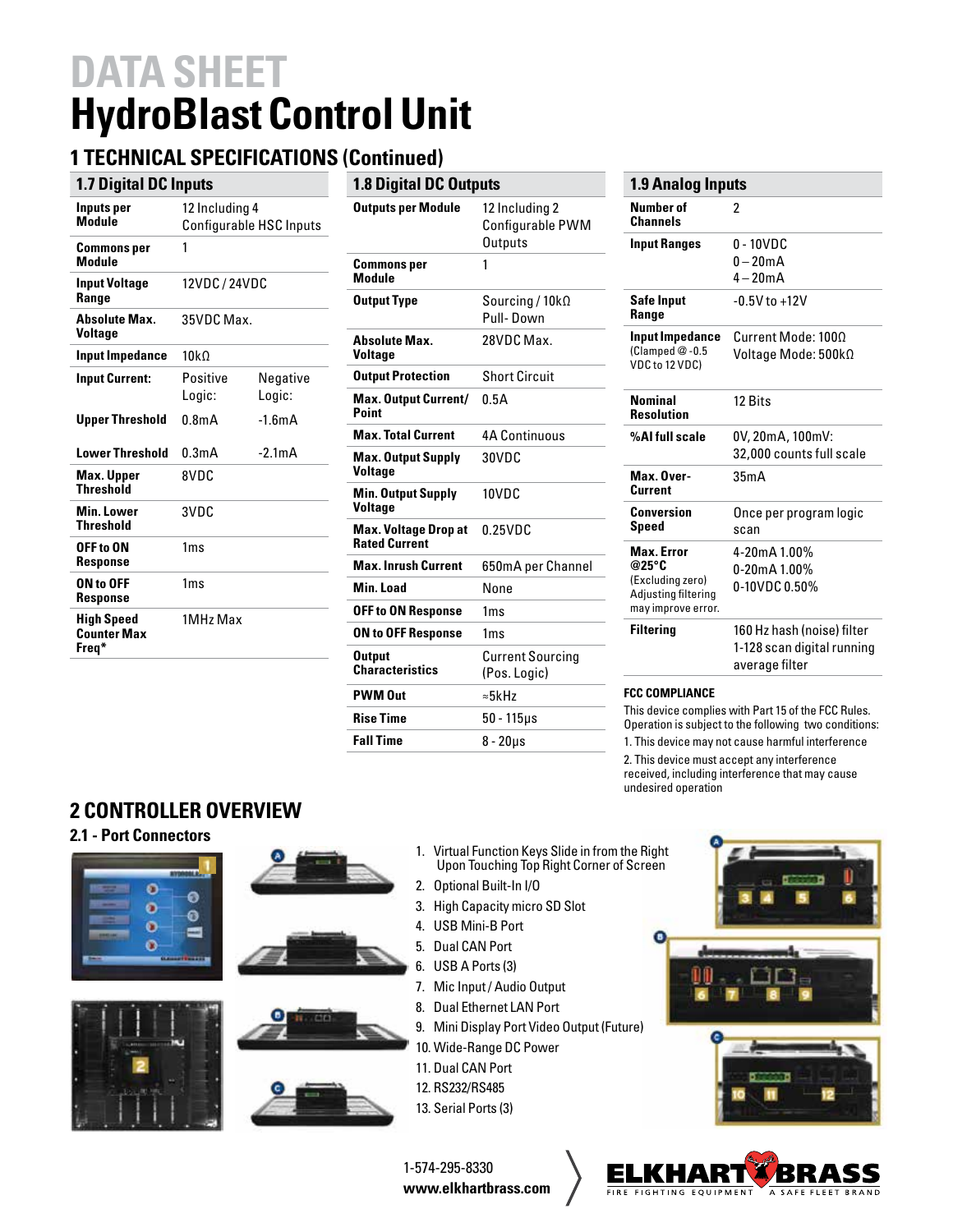# DATA SHEET

# HydroBlast Control Unit

## 1 TECHNICAL SPECIFICATIONS (Continued)

### 1.7 Digital DC Inputs

| | | |
|---|---|---|
| **Inputs per Module** | 12 Including 4 Configurable HSC Inputs | |
| **Commons per Module** | 1 | |
| **Input Voltage Range** | 12VDC / 24VDC | |
| **Absolute Max. Voltage** | 35VDC Max. | |
| **Input Impedance** | 10kΩ | |
| **Input Current:** | Positive Logic: | Negative Logic: |
| **Upper Threshold** | 0.8mA | -1.6mA |
| **Lower Threshold** | 0.3mA | -2.1mA |
| **Max. Upper Threshold** | 8VDC | |
| **Min. Lower Threshold** | 3VDC | |
| **OFF to ON Response** | 1ms | |
| **ON to OFF Response** | 1ms | |
| **High Speed Counter Max Freq*** | 1MHz Max | |

### 1.8 Digital DC Outputs

| | |
|---|---|
| **Outputs per Module** | 12 Including 2 Configurable PWM Outputs |
| **Commons per Module** | 1 |
| **Output Type** | Sourcing / 10kΩ Pull- Down |
| **Absolute Max. Voltage** | 28VDC Max. |
| **Output Protection** | Short Circuit |
| **Max. Output Current/ Point** | 0.5A |
| **Max. Total Current** | 4A Continuous |
| **Max. Output Supply Voltage** | 30VDC |
| **Min. Output Supply Voltage** | 10VDC |
| **Max. Voltage Drop at Rated Current** | 0.25VDC |
| **Max. Inrush Current** | 650mA per Channel |
| **Min. Load** | None |
| **OFF to ON Response** | 1ms |
| **ON to OFF Response** | 1ms |
| **Output Characteristics** | Current Sourcing (Pos. Logic) |
| **PWM Out** | ≈5kHz |
| **Rise Time** | 50 - 115µs |
| **Fall Time** | 8 - 20µs |

### 1.9 Analog Inputs

| | |
|---|---|
| **Number of Channels** | 2 |
| **Input Ranges** | 0 - 10VDC<br>0 – 20mA<br>4 – 20mA |
| **Safe Input Range** | -0.5V to +12V |
| **Input Impedance** (Clamped @ -0.5 VDC to 12 VDC) | Current Mode: 100Ω<br>Voltage Mode: 500kΩ |
| **Nominal Resolution** | 12 Bits |
| **%AI full scale** | 0V, 20mA, 100mV: 32,000 counts full scale |
| **Max. Over-Current** | 35mA |
| **Conversion Speed** | Once per program logic scan |
| **Max. Error @25°C** (Excluding zero) Adjusting filtering may improve error. | 4-20mA 1.00%<br>0-20mA 1.00%<br>0-10VDC 0.50% |
| **Filtering** | 160 Hz hash (noise) filter<br>1-128 scan digital running average filter |

**FCC COMPLIANCE**

This device complies with Part 15 of the FCC Rules. Operation is subject to the following two conditions:

1. This device may not cause harmful interference
2. This device must accept any interference received, including interference that may cause undesired operation

## 2 CONTROLLER OVERVIEW

### 2.1 - Port Connectors

1. Virtual Function Keys Slide in from the Right Upon Touching Top Right Corner of Screen
2. Optional Built-In I/O
3. High Capacity micro SD Slot
4. USB Mini-B Port
5. Dual CAN Port
6. USB A Ports (3)
7. Mic Input / Audio Output
8. Dual Ethernet LAN Port
9. Mini Display Port Video Output (Future)
10. Wide-Range DC Power
11. Dual CAN Port
12. RS232/RS485
13. Serial Ports (3)

1-574-295-8330
www.elkhartbrass.com

ELKHART BRASS — FIRE FIGHTING EQUIPMENT — A SAFE FLEET BRAND